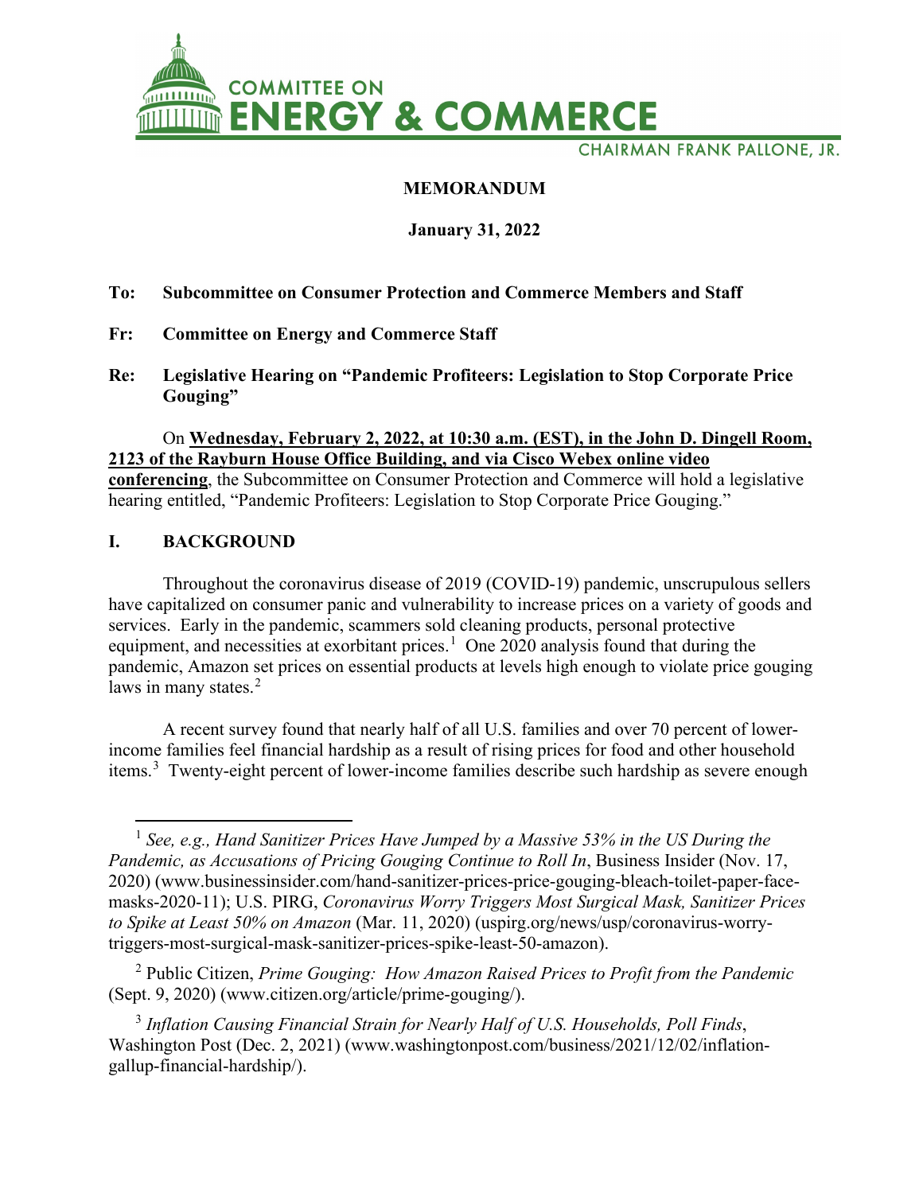# COMMITTEE ON ENERGY & COMMERCE

CHAIRMAN FRANK PALLONE, JR.

**MEMORANDUM**

**January 31, 2022**

**To: Subcommittee on Consumer Protection and Commerce Members and Staff**

**Fr: Committee on Energy and Commerce Staff**

**Re: Legislative Hearing on "Pandemic Profiteers: Legislation to Stop Corporate Price Gouging"**

On **Wednesday, February 2, 2022, at 10:30 a.m. (EST), in the John D. Dingell Room, 2123 of the Rayburn House Office Building, and via Cisco Webex online video conferencing**, the Subcommittee on Consumer Protection and Commerce will hold a legislative hearing entitled, "Pandemic Profiteers: Legislation to Stop Corporate Price Gouging."

## I. BACKGROUND

Throughout the coronavirus disease of 2019 (COVID-19) pandemic, unscrupulous sellers have capitalized on consumer panic and vulnerability to increase prices on a variety of goods and services. Early in the pandemic, scammers sold cleaning products, personal protective equipment, and necessities at exorbitant prices.[1] One 2020 analysis found that during the pandemic, Amazon set prices on essential products at levels high enough to violate price gouging laws in many states.[2]

A recent survey found that nearly half of all U.S. families and over 70 percent of lower-income families feel financial hardship as a result of rising prices for food and other household items.[3] Twenty-eight percent of lower-income families describe such hardship as severe enough

---

[1] *See, e.g., Hand Sanitizer Prices Have Jumped by a Massive 53% in the US During the Pandemic, as Accusations of Pricing Gouging Continue to Roll In*, Business Insider (Nov. 17, 2020) (www.businessinsider.com/hand-sanitizer-prices-price-gouging-bleach-toilet-paper-face-masks-2020-11); U.S. PIRG, *Coronavirus Worry Triggers Most Surgical Mask, Sanitizer Prices to Spike at Least 50% on Amazon* (Mar. 11, 2020) (uspirg.org/news/usp/coronavirus-worry-triggers-most-surgical-mask-sanitizer-prices-spike-least-50-amazon).

[2] Public Citizen, *Prime Gouging: How Amazon Raised Prices to Profit from the Pandemic* (Sept. 9, 2020) (www.citizen.org/article/prime-gouging/).

[3] *Inflation Causing Financial Strain for Nearly Half of U.S. Households, Poll Finds*, Washington Post (Dec. 2, 2021) (www.washingtonpost.com/business/2021/12/02/inflation-gallup-financial-hardship/).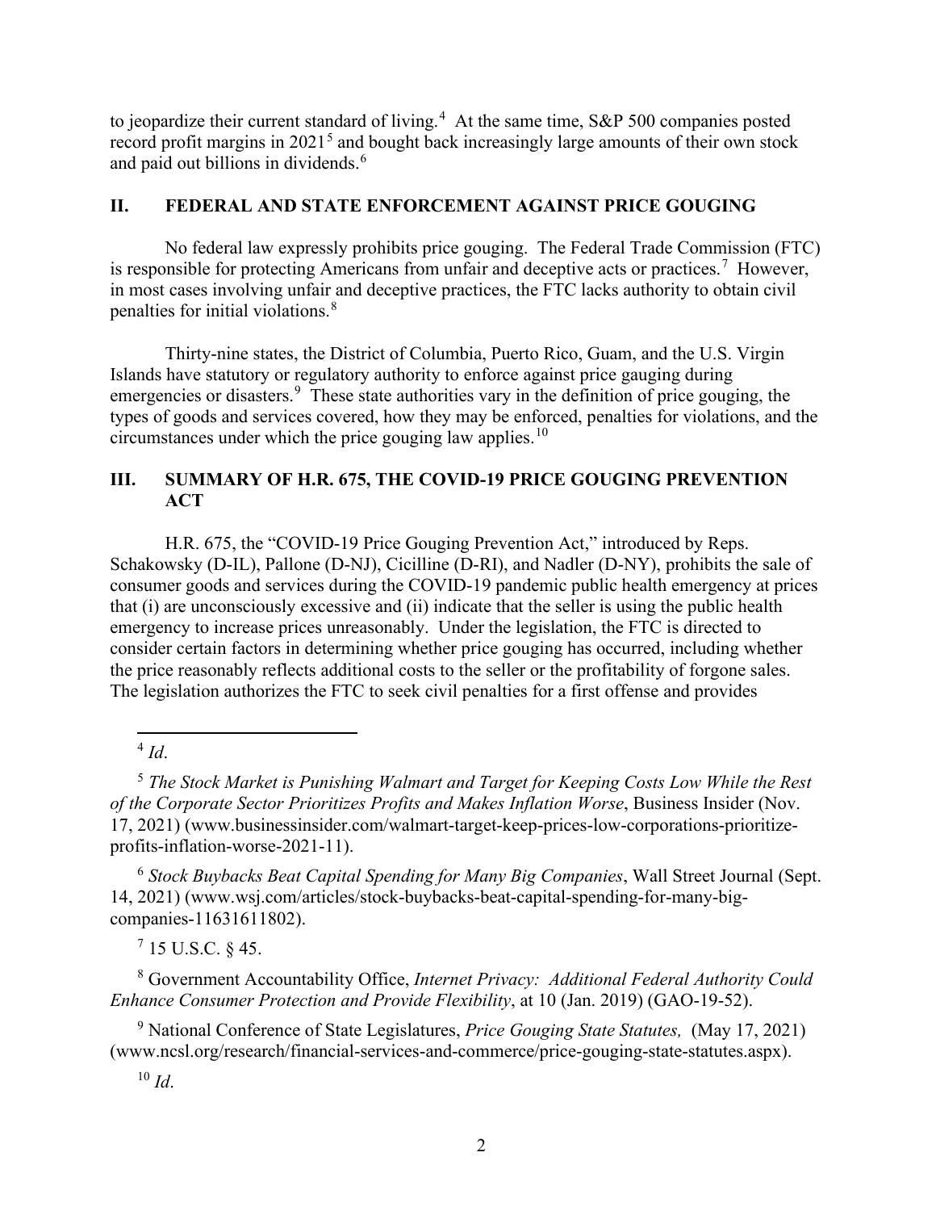to jeopardize their current standard of living.[4] At the same time, S&P 500 companies posted record profit margins in 2021[5] and bought back increasingly large amounts of their own stock and paid out billions in dividends.[6]

## II. FEDERAL AND STATE ENFORCEMENT AGAINST PRICE GOUGING

No federal law expressly prohibits price gouging. The Federal Trade Commission (FTC) is responsible for protecting Americans from unfair and deceptive acts or practices.[7] However, in most cases involving unfair and deceptive practices, the FTC lacks authority to obtain civil penalties for initial violations.[8]

Thirty-nine states, the District of Columbia, Puerto Rico, Guam, and the U.S. Virgin Islands have statutory or regulatory authority to enforce against price gauging during emergencies or disasters.[9] These state authorities vary in the definition of price gouging, the types of goods and services covered, how they may be enforced, penalties for violations, and the circumstances under which the price gouging law applies.[10]

## III. SUMMARY OF H.R. 675, THE COVID-19 PRICE GOUGING PREVENTION ACT

H.R. 675, the "COVID-19 Price Gouging Prevention Act," introduced by Reps. Schakowsky (D-IL), Pallone (D-NJ), Cicilline (D-RI), and Nadler (D-NY), prohibits the sale of consumer goods and services during the COVID-19 pandemic public health emergency at prices that (i) are unconsciously excessive and (ii) indicate that the seller is using the public health emergency to increase prices unreasonably. Under the legislation, the FTC is directed to consider certain factors in determining whether price gouging has occurred, including whether the price reasonably reflects additional costs to the seller or the profitability of forgone sales. The legislation authorizes the FTC to seek civil penalties for a first offense and provides

---

[4] *Id*.

[5] *The Stock Market is Punishing Walmart and Target for Keeping Costs Low While the Rest of the Corporate Sector Prioritizes Profits and Makes Inflation Worse*, Business Insider (Nov. 17, 2021) (www.businessinsider.com/walmart-target-keep-prices-low-corporations-prioritize-profits-inflation-worse-2021-11).

[6] *Stock Buybacks Beat Capital Spending for Many Big Companies*, Wall Street Journal (Sept. 14, 2021) (www.wsj.com/articles/stock-buybacks-beat-capital-spending-for-many-big-companies-11631611802).

[7] 15 U.S.C. § 45.

[8] Government Accountability Office, *Internet Privacy: Additional Federal Authority Could Enhance Consumer Protection and Provide Flexibility*, at 10 (Jan. 2019) (GAO-19-52).

[9] National Conference of State Legislatures, *Price Gouging State Statutes,* (May 17, 2021) (www.ncsl.org/research/financial-services-and-commerce/price-gouging-state-statutes.aspx).

[10] *Id*.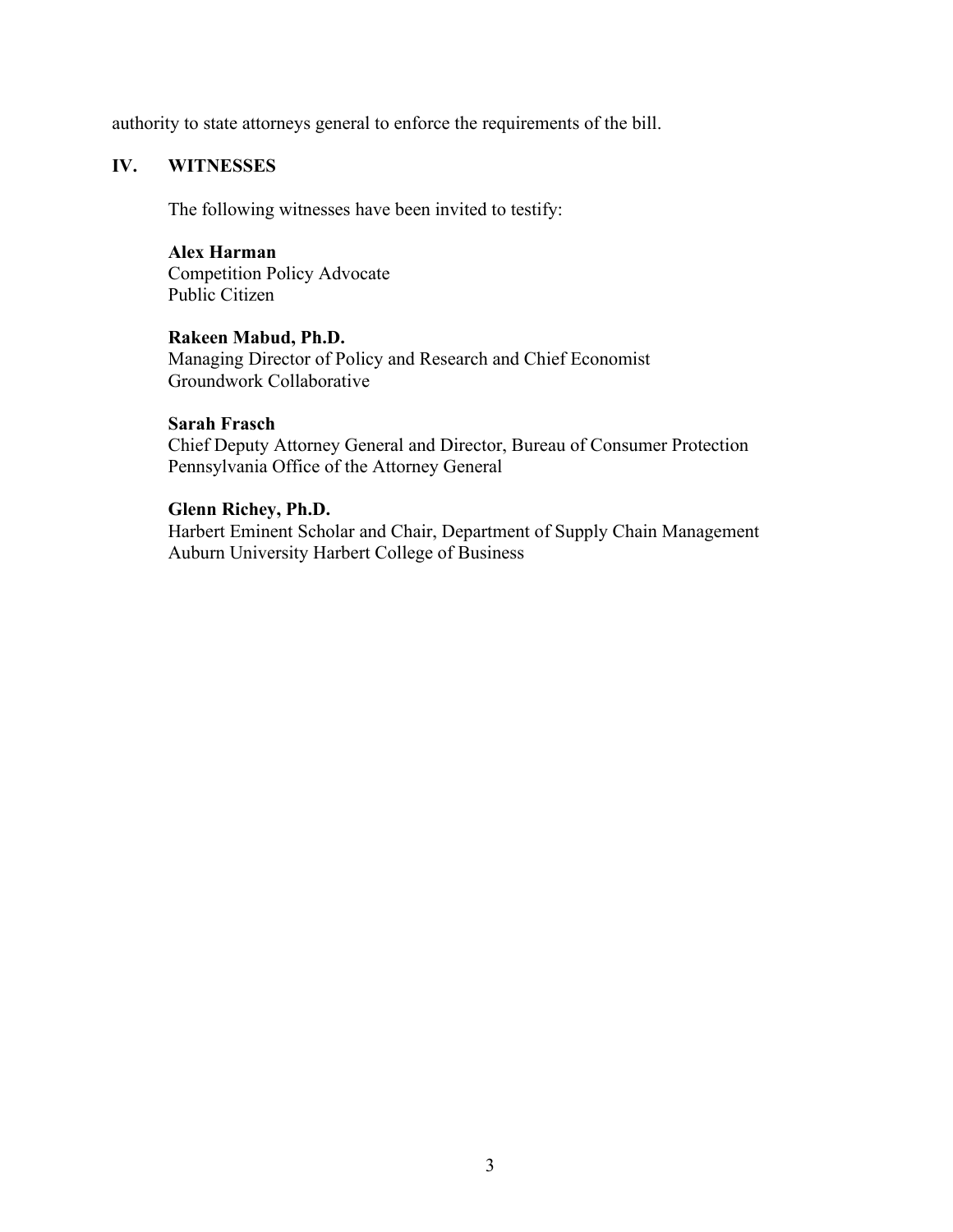authority to state attorneys general to enforce the requirements of the bill.

## IV. WITNESSES

The following witnesses have been invited to testify:

**Alex Harman**
Competition Policy Advocate
Public Citizen

**Rakeen Mabud, Ph.D.**
Managing Director of Policy and Research and Chief Economist
Groundwork Collaborative

**Sarah Frasch**
Chief Deputy Attorney General and Director, Bureau of Consumer Protection
Pennsylvania Office of the Attorney General

**Glenn Richey, Ph.D.**
Harbert Eminent Scholar and Chair, Department of Supply Chain Management
Auburn University Harbert College of Business